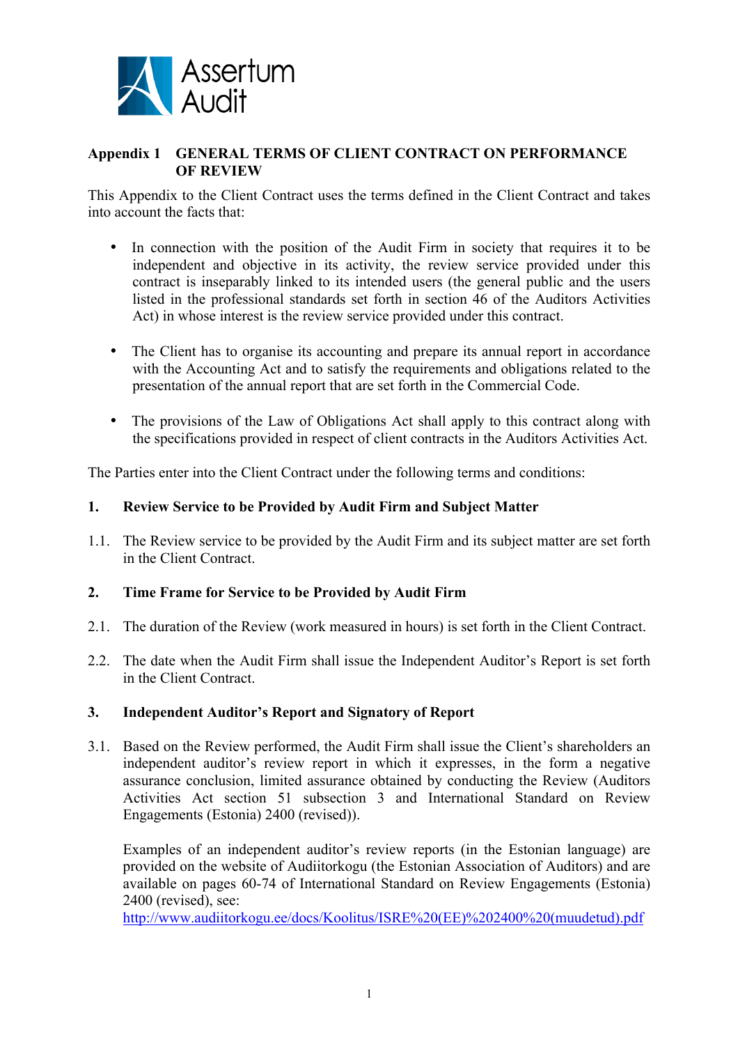Assertum Audit

## Appendix 1 GENERAL TERMS OF CLIENT CONTRACT ON PERFORMANCE OF REVIEW

This Appendix to the Client Contract uses the terms defined in the Client Contract and takes into account the facts that:

- In connection with the position of the Audit Firm in society that requires it to be independent and objective in its activity, the review service provided under this contract is inseparably linked to its intended users (the general public and the users listed in the professional standards set forth in section 46 of the Auditors Activities Act) in whose interest is the review service provided under this contract.
- The Client has to organise its accounting and prepare its annual report in accordance with the Accounting Act and to satisfy the requirements and obligations related to the presentation of the annual report that are set forth in the Commercial Code.
- The provisions of the Law of Obligations Act shall apply to this contract along with the specifications provided in respect of client contracts in the Auditors Activities Act.

The Parties enter into the Client Contract under the following terms and conditions:

### 1. Review Service to be Provided by Audit Firm and Subject Matter

1.1. The Review service to be provided by the Audit Firm and its subject matter are set forth in the Client Contract.

### 2. Time Frame for Service to be Provided by Audit Firm

2.1. The duration of the Review (work measured in hours) is set forth in the Client Contract.

2.2. The date when the Audit Firm shall issue the Independent Auditor's Report is set forth in the Client Contract.

### 3. Independent Auditor's Report and Signatory of Report

3.1. Based on the Review performed, the Audit Firm shall issue the Client's shareholders an independent auditor's review report in which it expresses, in the form a negative assurance conclusion, limited assurance obtained by conducting the Review (Auditors Activities Act section 51 subsection 3 and International Standard on Review Engagements (Estonia) 2400 (revised)).

Examples of an independent auditor's review reports (in the Estonian language) are provided on the website of Audiitorkogu (the Estonian Association of Auditors) and are available on pages 60-74 of International Standard on Review Engagements (Estonia) 2400 (revised), see: http://www.audiitorkogu.ee/docs/Koolitus/ISRE%20(EE)%202400%20(muudetud).pdf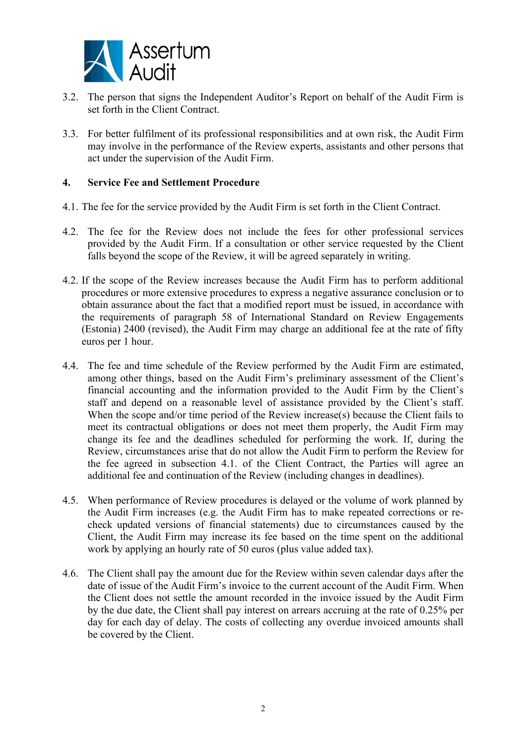3.2. The person that signs the Independent Auditor's Report on behalf of the Audit Firm is set forth in the Client Contract.

3.3. For better fulfilment of its professional responsibilities and at own risk, the Audit Firm may involve in the performance of the Review experts, assistants and other persons that act under the supervision of the Audit Firm.

## 4. Service Fee and Settlement Procedure

4.1. The fee for the service provided by the Audit Firm is set forth in the Client Contract.

4.2. The fee for the Review does not include the fees for other professional services provided by the Audit Firm. If a consultation or other service requested by the Client falls beyond the scope of the Review, it will be agreed separately in writing.

4.2. If the scope of the Review increases because the Audit Firm has to perform additional procedures or more extensive procedures to express a negative assurance conclusion or to obtain assurance about the fact that a modified report must be issued, in accordance with the requirements of paragraph 58 of International Standard on Review Engagements (Estonia) 2400 (revised), the Audit Firm may charge an additional fee at the rate of fifty euros per 1 hour.

4.4. The fee and time schedule of the Review performed by the Audit Firm are estimated, among other things, based on the Audit Firm's preliminary assessment of the Client's financial accounting and the information provided to the Audit Firm by the Client's staff and depend on a reasonable level of assistance provided by the Client's staff. When the scope and/or time period of the Review increase(s) because the Client fails to meet its contractual obligations or does not meet them properly, the Audit Firm may change its fee and the deadlines scheduled for performing the work. If, during the Review, circumstances arise that do not allow the Audit Firm to perform the Review for the fee agreed in subsection 4.1. of the Client Contract, the Parties will agree an additional fee and continuation of the Review (including changes in deadlines).

4.5. When performance of Review procedures is delayed or the volume of work planned by the Audit Firm increases (e.g. the Audit Firm has to make repeated corrections or re-check updated versions of financial statements) due to circumstances caused by the Client, the Audit Firm may increase its fee based on the time spent on the additional work by applying an hourly rate of 50 euros (plus value added tax).

4.6. The Client shall pay the amount due for the Review within seven calendar days after the date of issue of the Audit Firm's invoice to the current account of the Audit Firm. When the Client does not settle the amount recorded in the invoice issued by the Audit Firm by the due date, the Client shall pay interest on arrears accruing at the rate of 0.25% per day for each day of delay. The costs of collecting any overdue invoiced amounts shall be covered by the Client.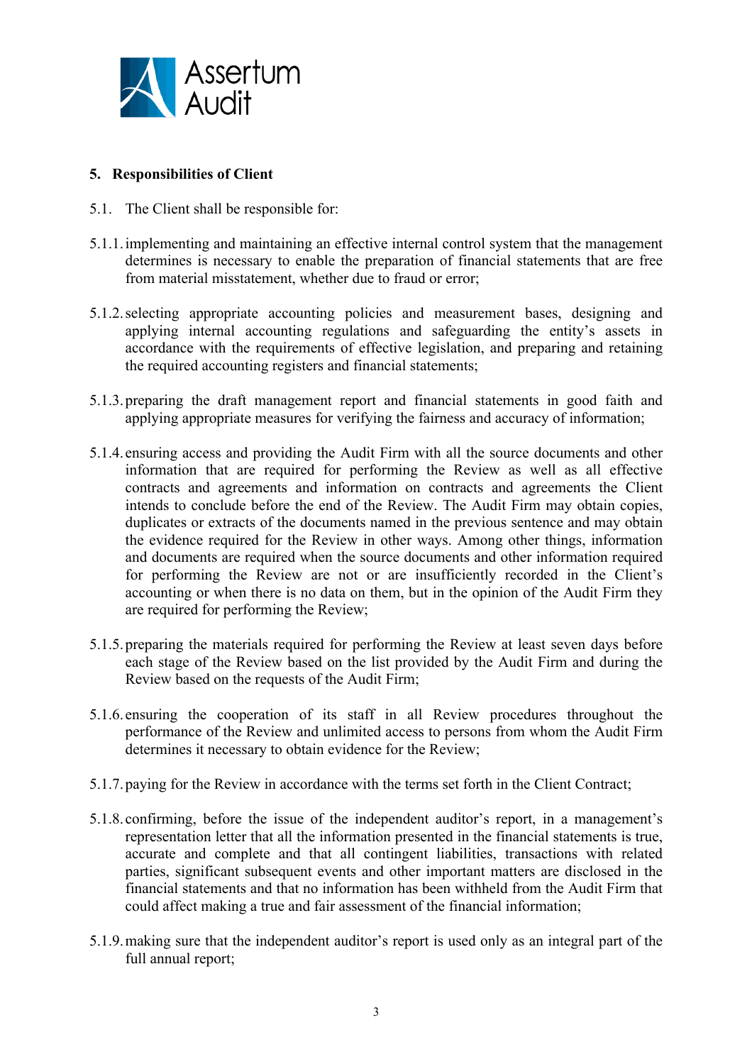## 5. Responsibilities of Client

5.1. The Client shall be responsible for:

5.1.1. implementing and maintaining an effective internal control system that the management determines is necessary to enable the preparation of financial statements that are free from material misstatement, whether due to fraud or error;

5.1.2. selecting appropriate accounting policies and measurement bases, designing and applying internal accounting regulations and safeguarding the entity's assets in accordance with the requirements of effective legislation, and preparing and retaining the required accounting registers and financial statements;

5.1.3. preparing the draft management report and financial statements in good faith and applying appropriate measures for verifying the fairness and accuracy of information;

5.1.4. ensuring access and providing the Audit Firm with all the source documents and other information that are required for performing the Review as well as all effective contracts and agreements and information on contracts and agreements the Client intends to conclude before the end of the Review. The Audit Firm may obtain copies, duplicates or extracts of the documents named in the previous sentence and may obtain the evidence required for the Review in other ways. Among other things, information and documents are required when the source documents and other information required for performing the Review are not or are insufficiently recorded in the Client's accounting or when there is no data on them, but in the opinion of the Audit Firm they are required for performing the Review;

5.1.5. preparing the materials required for performing the Review at least seven days before each stage of the Review based on the list provided by the Audit Firm and during the Review based on the requests of the Audit Firm;

5.1.6. ensuring the cooperation of its staff in all Review procedures throughout the performance of the Review and unlimited access to persons from whom the Audit Firm determines it necessary to obtain evidence for the Review;

5.1.7. paying for the Review in accordance with the terms set forth in the Client Contract;

5.1.8. confirming, before the issue of the independent auditor's report, in a management's representation letter that all the information presented in the financial statements is true, accurate and complete and that all contingent liabilities, transactions with related parties, significant subsequent events and other important matters are disclosed in the financial statements and that no information has been withheld from the Audit Firm that could affect making a true and fair assessment of the financial information;

5.1.9. making sure that the independent auditor's report is used only as an integral part of the full annual report;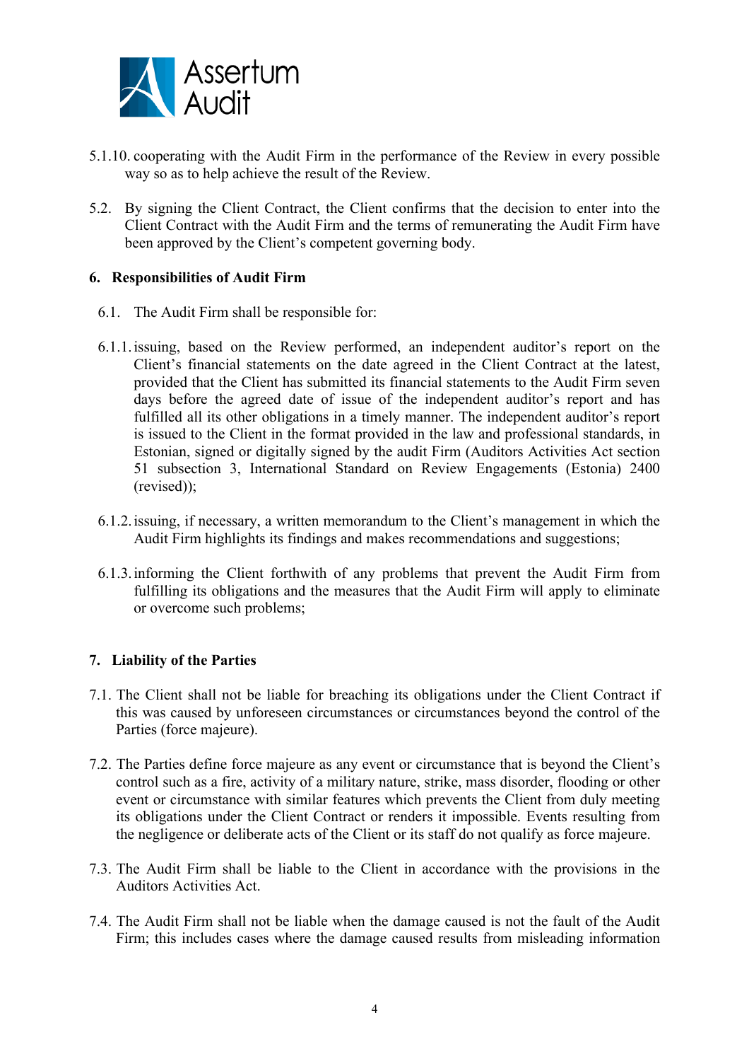5.1.10. cooperating with the Audit Firm in the performance of the Review in every possible way so as to help achieve the result of the Review.

5.2. By signing the Client Contract, the Client confirms that the decision to enter into the Client Contract with the Audit Firm and the terms of remunerating the Audit Firm have been approved by the Client's competent governing body.

## 6. Responsibilities of Audit Firm

6.1. The Audit Firm shall be responsible for:

6.1.1. issuing, based on the Review performed, an independent auditor's report on the Client's financial statements on the date agreed in the Client Contract at the latest, provided that the Client has submitted its financial statements to the Audit Firm seven days before the agreed date of issue of the independent auditor's report and has fulfilled all its other obligations in a timely manner. The independent auditor's report is issued to the Client in the format provided in the law and professional standards, in Estonian, signed or digitally signed by the audit Firm (Auditors Activities Act section 51 subsection 3, International Standard on Review Engagements (Estonia) 2400 (revised));

6.1.2. issuing, if necessary, a written memorandum to the Client's management in which the Audit Firm highlights its findings and makes recommendations and suggestions;

6.1.3. informing the Client forthwith of any problems that prevent the Audit Firm from fulfilling its obligations and the measures that the Audit Firm will apply to eliminate or overcome such problems;

## 7. Liability of the Parties

7.1. The Client shall not be liable for breaching its obligations under the Client Contract if this was caused by unforeseen circumstances or circumstances beyond the control of the Parties (force majeure).

7.2. The Parties define force majeure as any event or circumstance that is beyond the Client's control such as a fire, activity of a military nature, strike, mass disorder, flooding or other event or circumstance with similar features which prevents the Client from duly meeting its obligations under the Client Contract or renders it impossible. Events resulting from the negligence or deliberate acts of the Client or its staff do not qualify as force majeure.

7.3. The Audit Firm shall be liable to the Client in accordance with the provisions in the Auditors Activities Act.

7.4. The Audit Firm shall not be liable when the damage caused is not the fault of the Audit Firm; this includes cases where the damage caused results from misleading information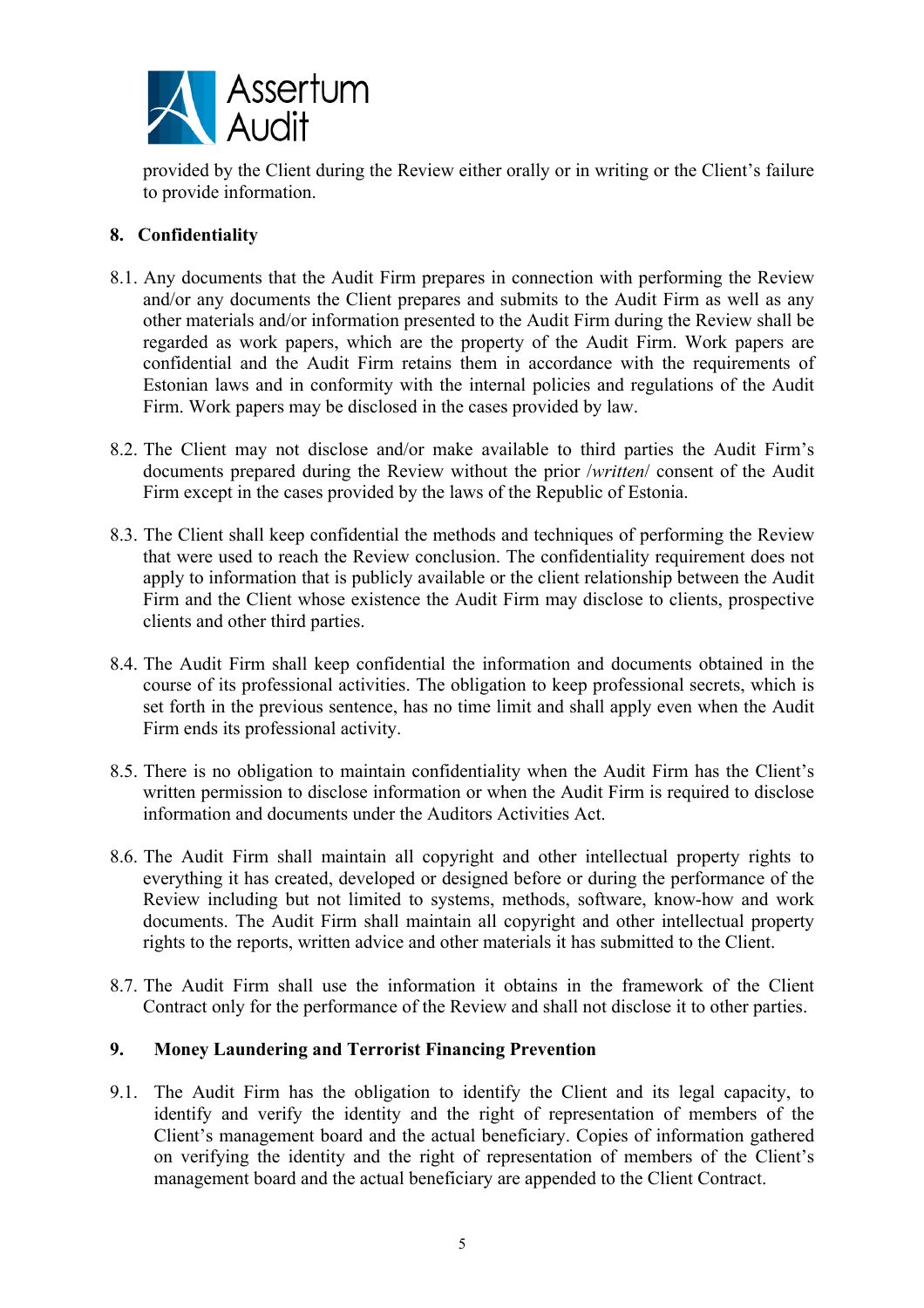provided by the Client during the Review either orally or in writing or the Client's failure to provide information.

## 8. Confidentiality

8.1. Any documents that the Audit Firm prepares in connection with performing the Review and/or any documents the Client prepares and submits to the Audit Firm as well as any other materials and/or information presented to the Audit Firm during the Review shall be regarded as work papers, which are the property of the Audit Firm. Work papers are confidential and the Audit Firm retains them in accordance with the requirements of Estonian laws and in conformity with the internal policies and regulations of the Audit Firm. Work papers may be disclosed in the cases provided by law.

8.2. The Client may not disclose and/or make available to third parties the Audit Firm's documents prepared during the Review without the prior /*written*/ consent of the Audit Firm except in the cases provided by the laws of the Republic of Estonia.

8.3. The Client shall keep confidential the methods and techniques of performing the Review that were used to reach the Review conclusion. The confidentiality requirement does not apply to information that is publicly available or the client relationship between the Audit Firm and the Client whose existence the Audit Firm may disclose to clients, prospective clients and other third parties.

8.4. The Audit Firm shall keep confidential the information and documents obtained in the course of its professional activities. The obligation to keep professional secrets, which is set forth in the previous sentence, has no time limit and shall apply even when the Audit Firm ends its professional activity.

8.5. There is no obligation to maintain confidentiality when the Audit Firm has the Client's written permission to disclose information or when the Audit Firm is required to disclose information and documents under the Auditors Activities Act.

8.6. The Audit Firm shall maintain all copyright and other intellectual property rights to everything it has created, developed or designed before or during the performance of the Review including but not limited to systems, methods, software, know-how and work documents. The Audit Firm shall maintain all copyright and other intellectual property rights to the reports, written advice and other materials it has submitted to the Client.

8.7. The Audit Firm shall use the information it obtains in the framework of the Client Contract only for the performance of the Review and shall not disclose it to other parties.

## 9. Money Laundering and Terrorist Financing Prevention

9.1. The Audit Firm has the obligation to identify the Client and its legal capacity, to identify and verify the identity and the right of representation of members of the Client's management board and the actual beneficiary. Copies of information gathered on verifying the identity and the right of representation of members of the Client's management board and the actual beneficiary are appended to the Client Contract.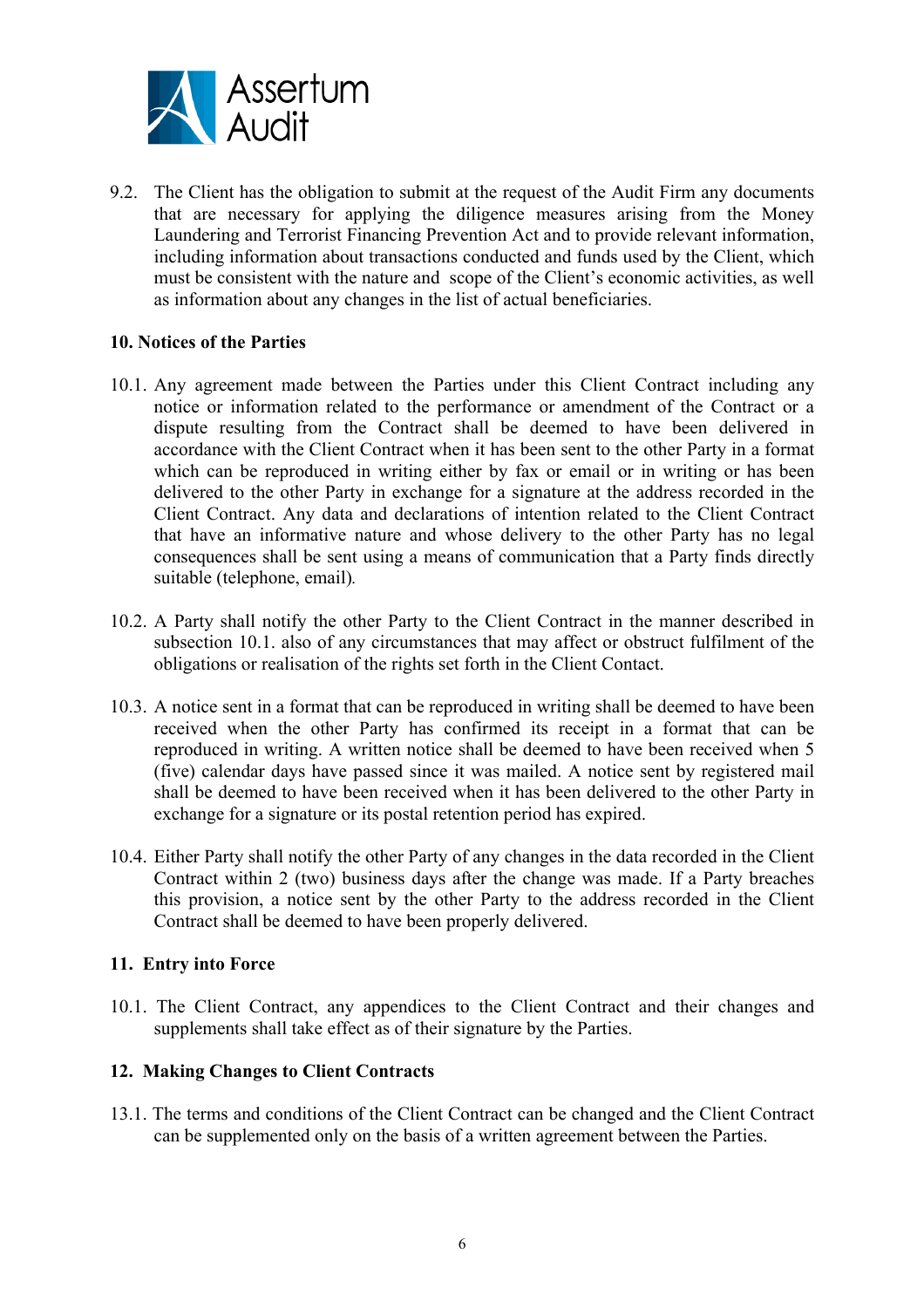9.2. The Client has the obligation to submit at the request of the Audit Firm any documents that are necessary for applying the diligence measures arising from the Money Laundering and Terrorist Financing Prevention Act and to provide relevant information, including information about transactions conducted and funds used by the Client, which must be consistent with the nature and scope of the Client's economic activities, as well as information about any changes in the list of actual beneficiaries.

**10. Notices of the Parties**

10.1. Any agreement made between the Parties under this Client Contract including any notice or information related to the performance or amendment of the Contract or a dispute resulting from the Contract shall be deemed to have been delivered in accordance with the Client Contract when it has been sent to the other Party in a format which can be reproduced in writing either by fax or email or in writing or has been delivered to the other Party in exchange for a signature at the address recorded in the Client Contract. Any data and declarations of intention related to the Client Contract that have an informative nature and whose delivery to the other Party has no legal consequences shall be sent using a means of communication that a Party finds directly suitable (telephone, email).

10.2. A Party shall notify the other Party to the Client Contract in the manner described in subsection 10.1. also of any circumstances that may affect or obstruct fulfilment of the obligations or realisation of the rights set forth in the Client Contact.

10.3. A notice sent in a format that can be reproduced in writing shall be deemed to have been received when the other Party has confirmed its receipt in a format that can be reproduced in writing. A written notice shall be deemed to have been received when 5 (five) calendar days have passed since it was mailed. A notice sent by registered mail shall be deemed to have been received when it has been delivered to the other Party in exchange for a signature or its postal retention period has expired.

10.4. Either Party shall notify the other Party of any changes in the data recorded in the Client Contract within 2 (two) business days after the change was made. If a Party breaches this provision, a notice sent by the other Party to the address recorded in the Client Contract shall be deemed to have been properly delivered.

**11. Entry into Force**

10.1. The Client Contract, any appendices to the Client Contract and their changes and supplements shall take effect as of their signature by the Parties.

**12. Making Changes to Client Contracts**

13.1. The terms and conditions of the Client Contract can be changed and the Client Contract can be supplemented only on the basis of a written agreement between the Parties.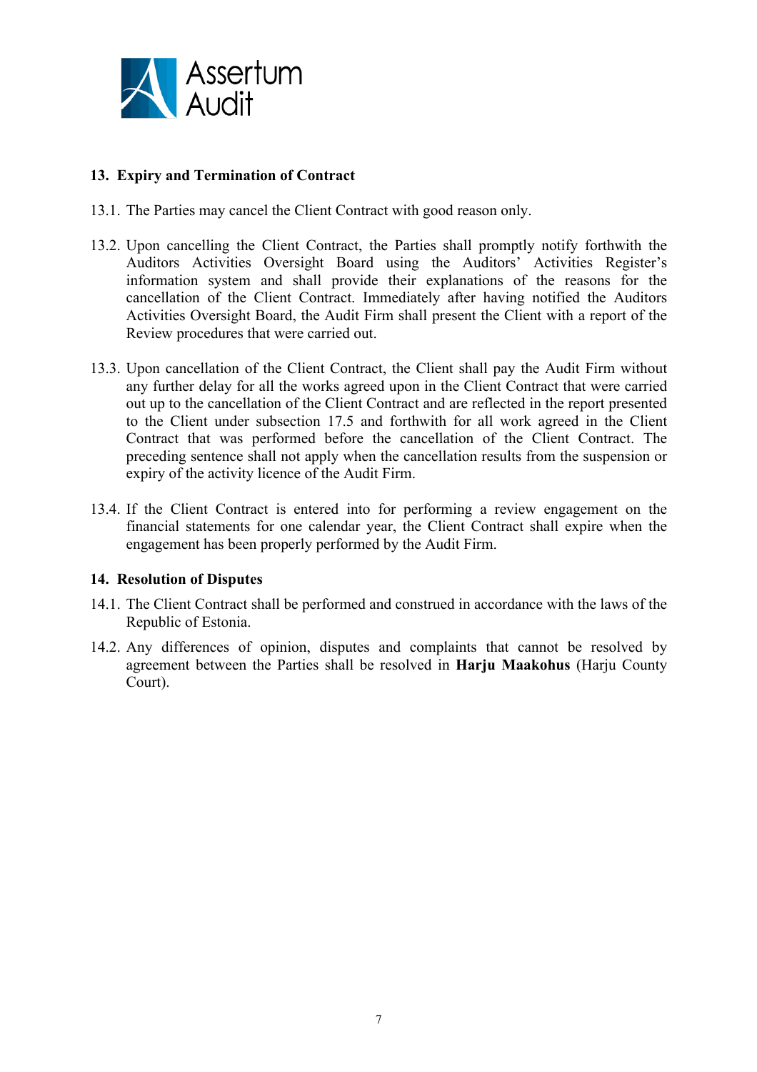## 13. Expiry and Termination of Contract

13.1. The Parties may cancel the Client Contract with good reason only.

13.2. Upon cancelling the Client Contract, the Parties shall promptly notify forthwith the Auditors Activities Oversight Board using the Auditors' Activities Register's information system and shall provide their explanations of the reasons for the cancellation of the Client Contract. Immediately after having notified the Auditors Activities Oversight Board, the Audit Firm shall present the Client with a report of the Review procedures that were carried out.

13.3. Upon cancellation of the Client Contract, the Client shall pay the Audit Firm without any further delay for all the works agreed upon in the Client Contract that were carried out up to the cancellation of the Client Contract and are reflected in the report presented to the Client under subsection 17.5 and forthwith for all work agreed in the Client Contract that was performed before the cancellation of the Client Contract. The preceding sentence shall not apply when the cancellation results from the suspension or expiry of the activity licence of the Audit Firm.

13.4. If the Client Contract is entered into for performing a review engagement on the financial statements for one calendar year, the Client Contract shall expire when the engagement has been properly performed by the Audit Firm.

## 14. Resolution of Disputes

14.1. The Client Contract shall be performed and construed in accordance with the laws of the Republic of Estonia.

14.2. Any differences of opinion, disputes and complaints that cannot be resolved by agreement between the Parties shall be resolved in **Harju Maakohus** (Harju County Court).